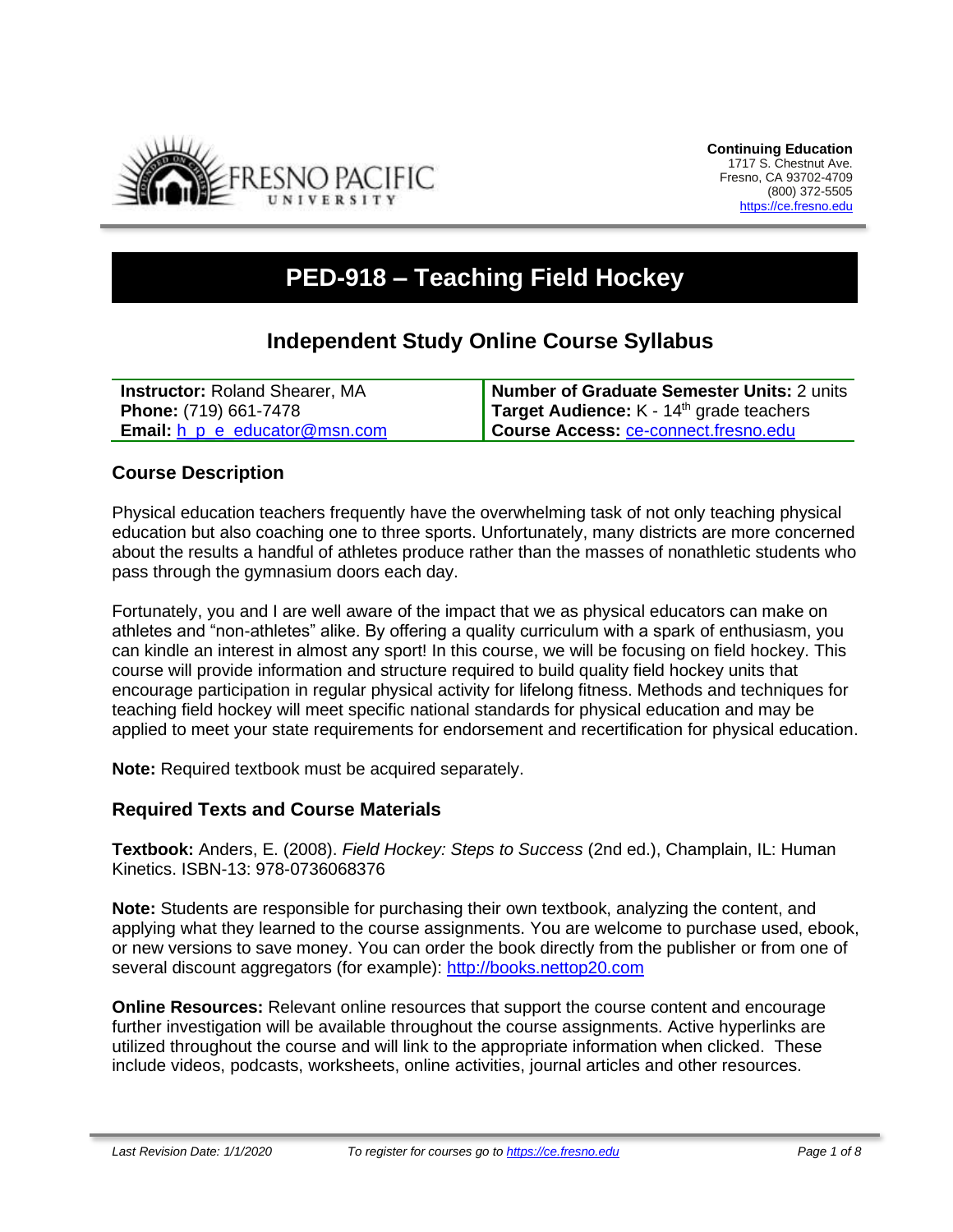Continuing Education
1717 S. Chestnut Ave.
Fresno, CA 93702-4709
(800) 372-5505
https://ce.fresno.edu

# PED-918 – Teaching Field Hockey

## Independent Study Online Course Syllabus

| | |
|---|---|
| **Instructor:** Roland Shearer, MA | **Number of Graduate Semester Units:** 2 units |
| **Phone:** (719) 661-7478 | **Target Audience:** K - 14th grade teachers |
| **Email:** h_p_e_educator@msn.com | **Course Access:** ce-connect.fresno.edu |

### Course Description

Physical education teachers frequently have the overwhelming task of not only teaching physical education but also coaching one to three sports. Unfortunately, many districts are more concerned about the results a handful of athletes produce rather than the masses of nonathletic students who pass through the gymnasium doors each day.

Fortunately, you and I are well aware of the impact that we as physical educators can make on athletes and "non-athletes" alike. By offering a quality curriculum with a spark of enthusiasm, you can kindle an interest in almost any sport! In this course, we will be focusing on field hockey. This course will provide information and structure required to build quality field hockey units that encourage participation in regular physical activity for lifelong fitness. Methods and techniques for teaching field hockey will meet specific national standards for physical education and may be applied to meet your state requirements for endorsement and recertification for physical education.

**Note:** Required textbook must be acquired separately.

### Required Texts and Course Materials

**Textbook:** Anders, E. (2008). *Field Hockey: Steps to Success* (2nd ed.), Champlain, IL: Human Kinetics. ISBN-13: 978-0736068376

**Note:** Students are responsible for purchasing their own textbook, analyzing the content, and applying what they learned to the course assignments. You are welcome to purchase used, ebook, or new versions to save money. You can order the book directly from the publisher or from one of several discount aggregators (for example): http://books.nettop20.com

**Online Resources:** Relevant online resources that support the course content and encourage further investigation will be available throughout the course assignments. Active hyperlinks are utilized throughout the course and will link to the appropriate information when clicked. These include videos, podcasts, worksheets, online activities, journal articles and other resources.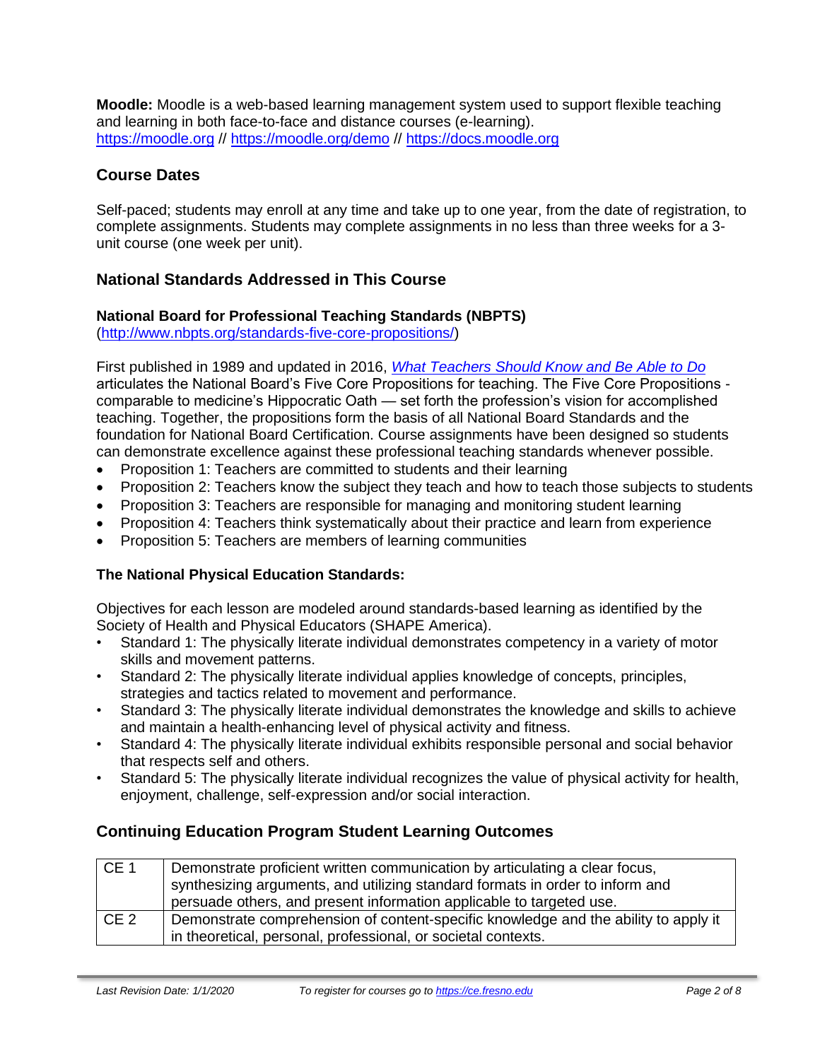**Moodle:** Moodle is a web-based learning management system used to support flexible teaching and learning in both face-to-face and distance courses (e-learning).
https://moodle.org // https://moodle.org/demo // https://docs.moodle.org

## Course Dates

Self-paced; students may enroll at any time and take up to one year, from the date of registration, to complete assignments. Students may complete assignments in no less than three weeks for a 3-unit course (one week per unit).

## National Standards Addressed in This Course

### National Board for Professional Teaching Standards (NBPTS)

(http://www.nbpts.org/standards-five-core-propositions/)

First published in 1989 and updated in 2016, *What Teachers Should Know and Be Able to Do* articulates the National Board's Five Core Propositions for teaching. The Five Core Propositions - comparable to medicine's Hippocratic Oath — set forth the profession's vision for accomplished teaching. Together, the propositions form the basis of all National Board Standards and the foundation for National Board Certification. Course assignments have been designed so students can demonstrate excellence against these professional teaching standards whenever possible.

- Proposition 1: Teachers are committed to students and their learning
- Proposition 2: Teachers know the subject they teach and how to teach those subjects to students
- Proposition 3: Teachers are responsible for managing and monitoring student learning
- Proposition 4: Teachers think systematically about their practice and learn from experience
- Proposition 5: Teachers are members of learning communities

### The National Physical Education Standards:

Objectives for each lesson are modeled around standards-based learning as identified by the Society of Health and Physical Educators (SHAPE America).

- Standard 1: The physically literate individual demonstrates competency in a variety of motor skills and movement patterns.
- Standard 2: The physically literate individual applies knowledge of concepts, principles, strategies and tactics related to movement and performance.
- Standard 3: The physically literate individual demonstrates the knowledge and skills to achieve and maintain a health-enhancing level of physical activity and fitness.
- Standard 4: The physically literate individual exhibits responsible personal and social behavior that respects self and others.
- Standard 5: The physically literate individual recognizes the value of physical activity for health, enjoyment, challenge, self-expression and/or social interaction.

## Continuing Education Program Student Learning Outcomes

| | |
|---|---|
| CE 1 | Demonstrate proficient written communication by articulating a clear focus, synthesizing arguments, and utilizing standard formats in order to inform and persuade others, and present information applicable to targeted use. |
| CE 2 | Demonstrate comprehension of content-specific knowledge and the ability to apply it in theoretical, personal, professional, or societal contexts. |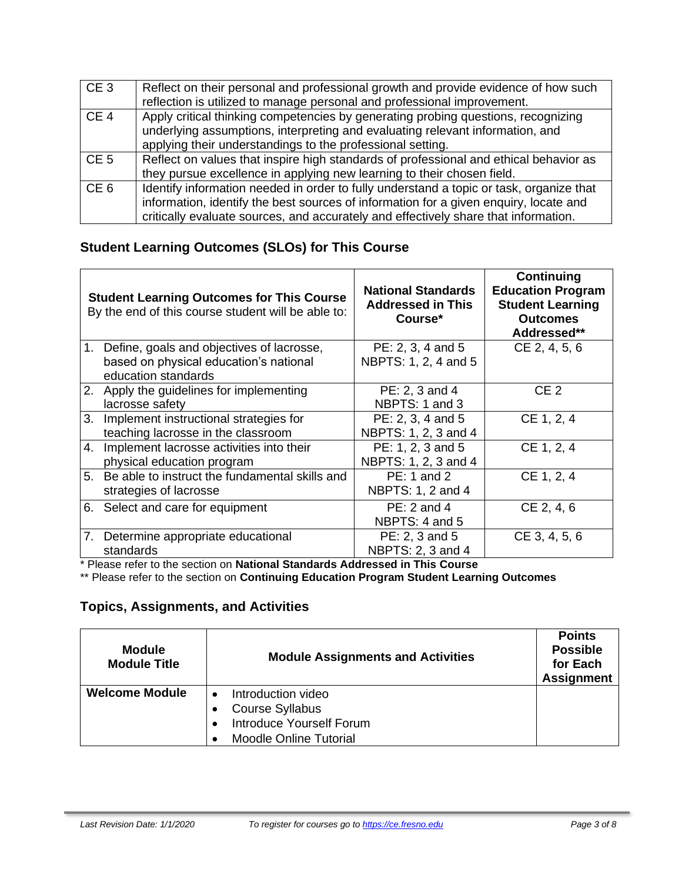| | |
|---|---|
| CE 3 | Reflect on their personal and professional growth and provide evidence of how such reflection is utilized to manage personal and professional improvement. |
| CE 4 | Apply critical thinking competencies by generating probing questions, recognizing underlying assumptions, interpreting and evaluating relevant information, and applying their understandings to the professional setting. |
| CE 5 | Reflect on values that inspire high standards of professional and ethical behavior as they pursue excellence in applying new learning to their chosen field. |
| CE 6 | Identify information needed in order to fully understand a topic or task, organize that information, identify the best sources of information for a given enquiry, locate and critically evaluate sources, and accurately and effectively share that information. |

## Student Learning Outcomes (SLOs) for This Course

| **Student Learning Outcomes for This Course** By the end of this course student will be able to: | **National Standards Addressed in This Course*** | **Continuing Education Program Student Learning Outcomes Addressed**** |
|---|---|---|
| 1. Define, goals and objectives of lacrosse, based on physical education's national education standards | PE: 2, 3, 4 and 5 NBPTS: 1, 2, 4 and 5 | CE 2, 4, 5, 6 |
| 2. Apply the guidelines for implementing lacrosse safety | PE: 2, 3 and 4 NBPTS: 1 and 3 | CE 2 |
| 3. Implement instructional strategies for teaching lacrosse in the classroom | PE: 2, 3, 4 and 5 NBPTS: 1, 2, 3 and 4 | CE 1, 2, 4 |
| 4. Implement lacrosse activities into their physical education program | PE: 1, 2, 3 and 5 NBPTS: 1, 2, 3 and 4 | CE 1, 2, 4 |
| 5. Be able to instruct the fundamental skills and strategies of lacrosse | PE: 1 and 2 NBPTS: 1, 2 and 4 | CE 1, 2, 4 |
| 6. Select and care for equipment | PE: 2 and 4 NBPTS: 4 and 5 | CE 2, 4, 6 |
| 7. Determine appropriate educational standards | PE: 2, 3 and 5 NBPTS: 2, 3 and 4 | CE 3, 4, 5, 6 |

* Please refer to the section on **National Standards Addressed in This Course**

** Please refer to the section on **Continuing Education Program Student Learning Outcomes**

## Topics, Assignments, and Activities

| **Module Module Title** | **Module Assignments and Activities** | **Points Possible for Each Assignment** |
|---|---|---|
| **Welcome Module** | • Introduction video<br>• Course Syllabus<br>• Introduce Yourself Forum<br>• Moodle Online Tutorial | |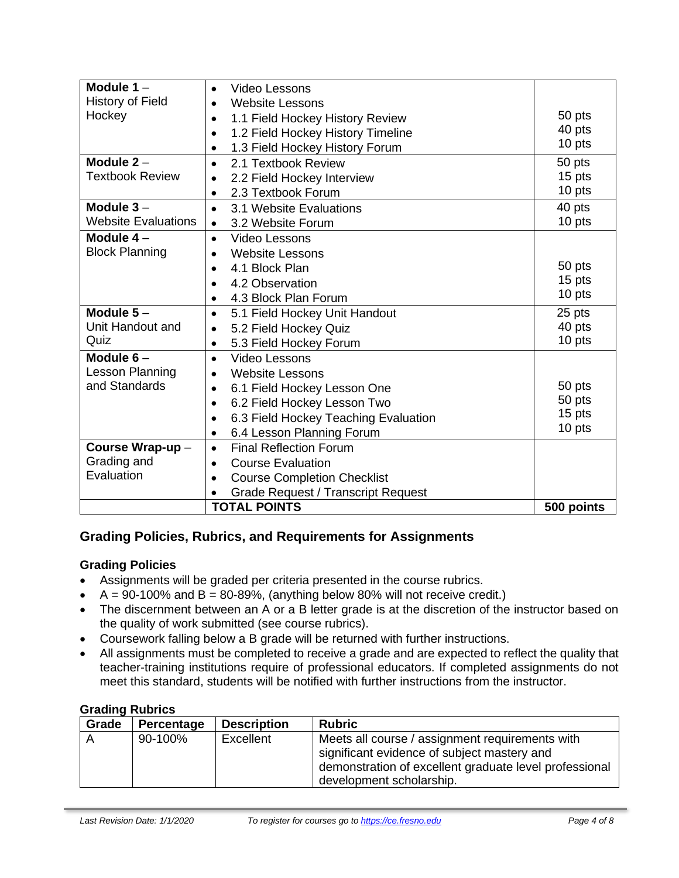| Module | Assignments | Points |
|---|---|---|
| **Module 1** – History of Field Hockey | • Video Lessons<br>• Website Lessons<br>• 1.1 Field Hockey History Review<br>• 1.2 Field Hockey History Timeline<br>• 1.3 Field Hockey History Forum | <br><br>50 pts<br>40 pts<br>10 pts |
| **Module 2** – Textbook Review | • 2.1 Textbook Review<br>• 2.2 Field Hockey Interview<br>• 2.3 Textbook Forum | 50 pts<br>15 pts<br>10 pts |
| **Module 3** – Website Evaluations | • 3.1 Website Evaluations<br>• 3.2 Website Forum | 40 pts<br>10 pts |
| **Module 4** – Block Planning | • Video Lessons<br>• Website Lessons<br>• 4.1 Block Plan<br>• 4.2 Observation<br>• 4.3 Block Plan Forum | <br><br>50 pts<br>15 pts<br>10 pts |
| **Module 5** – Unit Handout and Quiz | • 5.1 Field Hockey Unit Handout<br>• 5.2 Field Hockey Quiz<br>• 5.3 Field Hockey Forum | 25 pts<br>40 pts<br>10 pts |
| **Module 6** – Lesson Planning and Standards | • Video Lessons<br>• Website Lessons<br>• 6.1 Field Hockey Lesson One<br>• 6.2 Field Hockey Lesson Two<br>• 6.3 Field Hockey Teaching Evaluation<br>• 6.4 Lesson Planning Forum | <br><br>50 pts<br>50 pts<br>15 pts<br>10 pts |
| **Course Wrap-up** – Grading and Evaluation | • Final Reflection Forum<br>• Course Evaluation<br>• Course Completion Checklist<br>• Grade Request / Transcript Request | |
| | **TOTAL POINTS** | **500 points** |

## Grading Policies, Rubrics, and Requirements for Assignments

### Grading Policies

- Assignments will be graded per criteria presented in the course rubrics.
- A = 90-100% and B = 80-89%, (anything below 80% will not receive credit.)
- The discernment between an A or a B letter grade is at the discretion of the instructor based on the quality of work submitted (see course rubrics).
- Coursework falling below a B grade will be returned with further instructions.
- All assignments must be completed to receive a grade and are expected to reflect the quality that teacher-training institutions require of professional educators. If completed assignments do not meet this standard, students will be notified with further instructions from the instructor.

### Grading Rubrics

| Grade | Percentage | Description | Rubric |
|---|---|---|---|
| A | 90-100% | Excellent | Meets all course / assignment requirements with significant evidence of subject mastery and demonstration of excellent graduate level professional development scholarship. |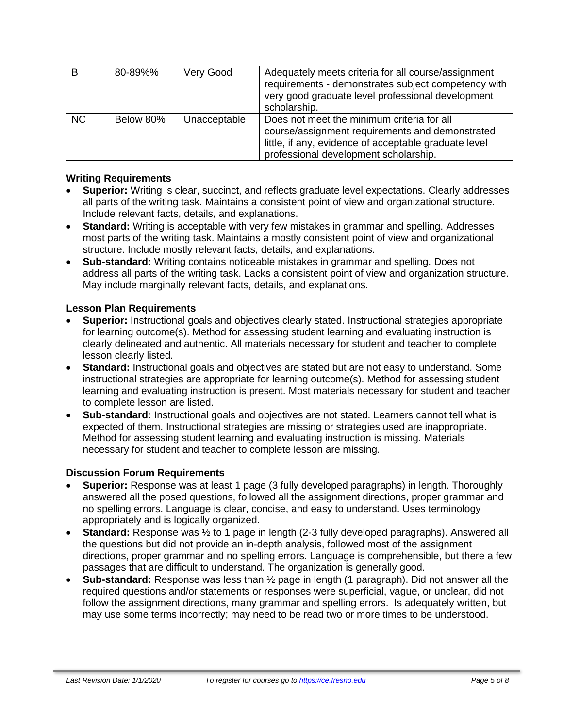| B | 80-89%% | Very Good | Adequately meets criteria for all course/assignment requirements - demonstrates subject competency with very good graduate level professional development scholarship. |
|---|---|---|---|
| NC | Below 80% | Unacceptable | Does not meet the minimum criteria for all course/assignment requirements and demonstrated little, if any, evidence of acceptable graduate level professional development scholarship. |

### Writing Requirements

- **Superior:** Writing is clear, succinct, and reflects graduate level expectations. Clearly addresses all parts of the writing task. Maintains a consistent point of view and organizational structure. Include relevant facts, details, and explanations.
- **Standard:** Writing is acceptable with very few mistakes in grammar and spelling. Addresses most parts of the writing task. Maintains a mostly consistent point of view and organizational structure. Include mostly relevant facts, details, and explanations.
- **Sub-standard:** Writing contains noticeable mistakes in grammar and spelling. Does not address all parts of the writing task. Lacks a consistent point of view and organization structure. May include marginally relevant facts, details, and explanations.

### Lesson Plan Requirements

- **Superior:** Instructional goals and objectives clearly stated. Instructional strategies appropriate for learning outcome(s). Method for assessing student learning and evaluating instruction is clearly delineated and authentic. All materials necessary for student and teacher to complete lesson clearly listed.
- **Standard:** Instructional goals and objectives are stated but are not easy to understand. Some instructional strategies are appropriate for learning outcome(s). Method for assessing student learning and evaluating instruction is present. Most materials necessary for student and teacher to complete lesson are listed.
- **Sub-standard:** Instructional goals and objectives are not stated. Learners cannot tell what is expected of them. Instructional strategies are missing or strategies used are inappropriate. Method for assessing student learning and evaluating instruction is missing. Materials necessary for student and teacher to complete lesson are missing.

### Discussion Forum Requirements

- **Superior:** Response was at least 1 page (3 fully developed paragraphs) in length. Thoroughly answered all the posed questions, followed all the assignment directions, proper grammar and no spelling errors. Language is clear, concise, and easy to understand. Uses terminology appropriately and is logically organized.
- **Standard:** Response was ½ to 1 page in length (2-3 fully developed paragraphs). Answered all the questions but did not provide an in-depth analysis, followed most of the assignment directions, proper grammar and no spelling errors. Language is comprehensible, but there a few passages that are difficult to understand. The organization is generally good.
- **Sub-standard:** Response was less than ½ page in length (1 paragraph). Did not answer all the required questions and/or statements or responses were superficial, vague, or unclear, did not follow the assignment directions, many grammar and spelling errors. Is adequately written, but may use some terms incorrectly; may need to be read two or more times to be understood.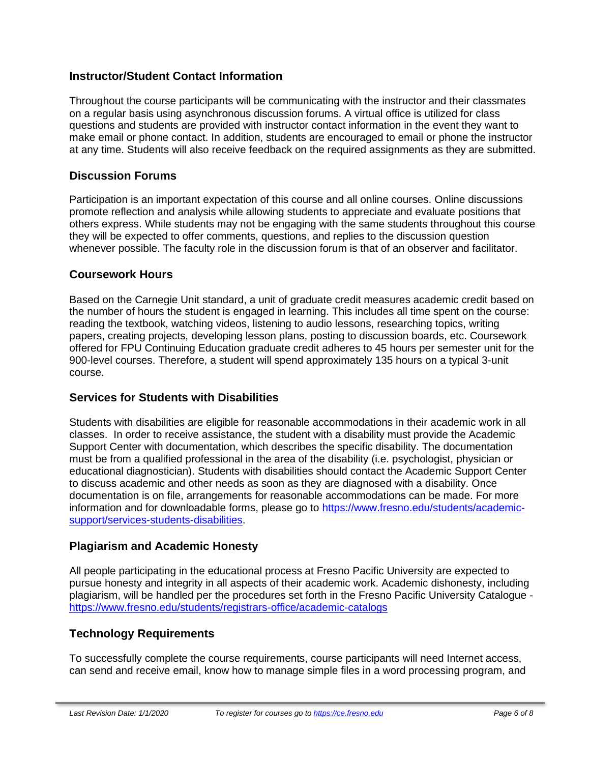## Instructor/Student Contact Information

Throughout the course participants will be communicating with the instructor and their classmates on a regular basis using asynchronous discussion forums. A virtual office is utilized for class questions and students are provided with instructor contact information in the event they want to make email or phone contact. In addition, students are encouraged to email or phone the instructor at any time. Students will also receive feedback on the required assignments as they are submitted.

## Discussion Forums

Participation is an important expectation of this course and all online courses. Online discussions promote reflection and analysis while allowing students to appreciate and evaluate positions that others express. While students may not be engaging with the same students throughout this course they will be expected to offer comments, questions, and replies to the discussion question whenever possible. The faculty role in the discussion forum is that of an observer and facilitator.

## Coursework Hours

Based on the Carnegie Unit standard, a unit of graduate credit measures academic credit based on the number of hours the student is engaged in learning. This includes all time spent on the course: reading the textbook, watching videos, listening to audio lessons, researching topics, writing papers, creating projects, developing lesson plans, posting to discussion boards, etc. Coursework offered for FPU Continuing Education graduate credit adheres to 45 hours per semester unit for the 900-level courses. Therefore, a student will spend approximately 135 hours on a typical 3-unit course.

## Services for Students with Disabilities

Students with disabilities are eligible for reasonable accommodations in their academic work in all classes. In order to receive assistance, the student with a disability must provide the Academic Support Center with documentation, which describes the specific disability. The documentation must be from a qualified professional in the area of the disability (i.e. psychologist, physician or educational diagnostician). Students with disabilities should contact the Academic Support Center to discuss academic and other needs as soon as they are diagnosed with a disability. Once documentation is on file, arrangements for reasonable accommodations can be made. For more information and for downloadable forms, please go to [https://www.fresno.edu/students/academic-support/services-students-disabilities](https://www.fresno.edu/students/academic-support/services-students-disabilities).

## Plagiarism and Academic Honesty

All people participating in the educational process at Fresno Pacific University are expected to pursue honesty and integrity in all aspects of their academic work. Academic dishonesty, including plagiarism, will be handled per the procedures set forth in the Fresno Pacific University Catalogue - [https://www.fresno.edu/students/registrars-office/academic-catalogs](https://www.fresno.edu/students/registrars-office/academic-catalogs)

## Technology Requirements

To successfully complete the course requirements, course participants will need Internet access, can send and receive email, know how to manage simple files in a word processing program, and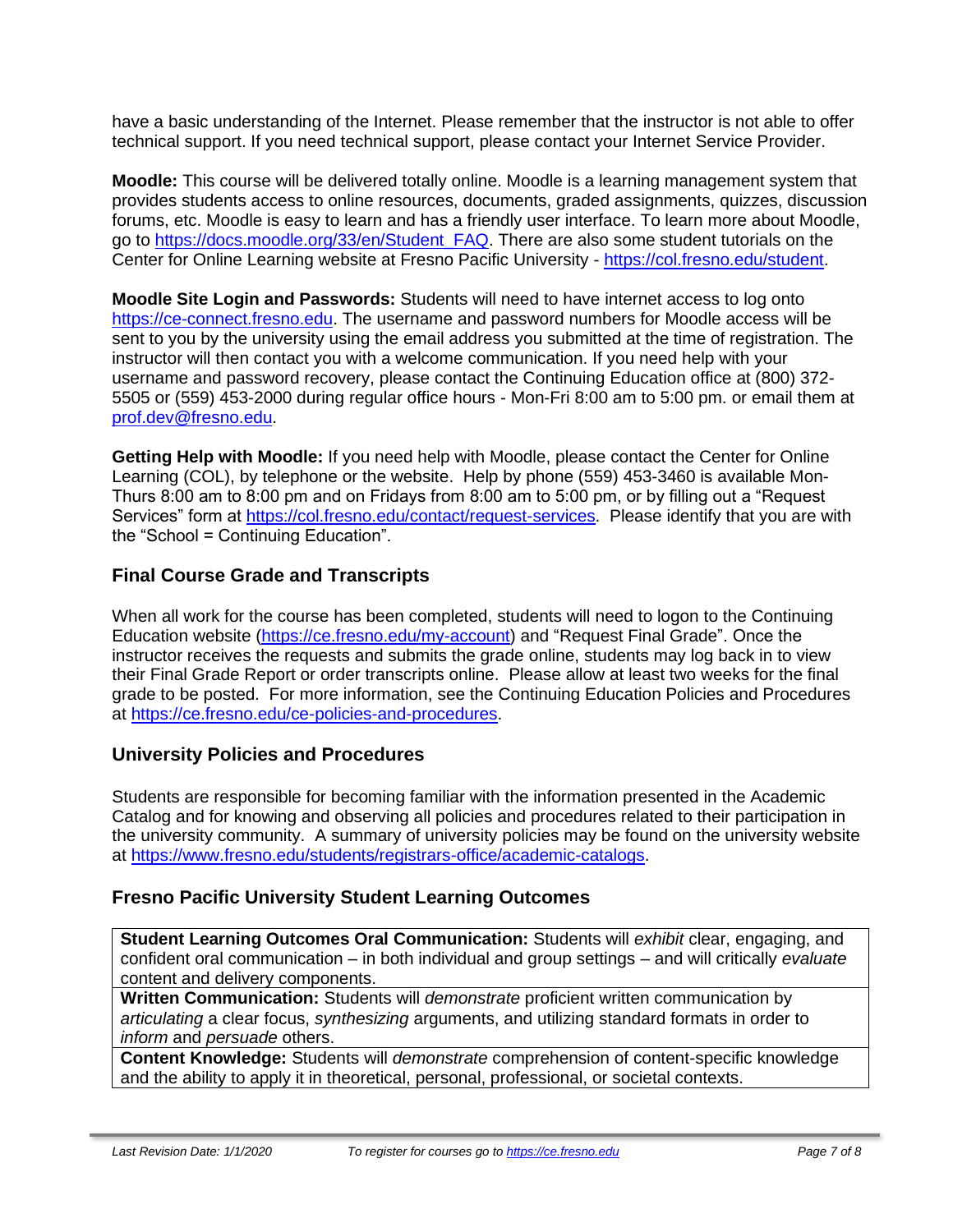have a basic understanding of the Internet. Please remember that the instructor is not able to offer technical support. If you need technical support, please contact your Internet Service Provider.

**Moodle:** This course will be delivered totally online. Moodle is a learning management system that provides students access to online resources, documents, graded assignments, quizzes, discussion forums, etc. Moodle is easy to learn and has a friendly user interface. To learn more about Moodle, go to https://docs.moodle.org/33/en/Student_FAQ. There are also some student tutorials on the Center for Online Learning website at Fresno Pacific University - https://col.fresno.edu/student.

**Moodle Site Login and Passwords:** Students will need to have internet access to log onto https://ce-connect.fresno.edu. The username and password numbers for Moodle access will be sent to you by the university using the email address you submitted at the time of registration. The instructor will then contact you with a welcome communication. If you need help with your username and password recovery, please contact the Continuing Education office at (800) 372-5505 or (559) 453-2000 during regular office hours - Mon-Fri 8:00 am to 5:00 pm. or email them at prof.dev@fresno.edu.

**Getting Help with Moodle:** If you need help with Moodle, please contact the Center for Online Learning (COL), by telephone or the website. Help by phone (559) 453-3460 is available Mon-Thurs 8:00 am to 8:00 pm and on Fridays from 8:00 am to 5:00 pm, or by filling out a "Request Services" form at https://col.fresno.edu/contact/request-services. Please identify that you are with the "School = Continuing Education".

## Final Course Grade and Transcripts

When all work for the course has been completed, students will need to logon to the Continuing Education website (https://ce.fresno.edu/my-account) and "Request Final Grade". Once the instructor receives the requests and submits the grade online, students may log back in to view their Final Grade Report or order transcripts online. Please allow at least two weeks for the final grade to be posted. For more information, see the Continuing Education Policies and Procedures at https://ce.fresno.edu/ce-policies-and-procedures.

## University Policies and Procedures

Students are responsible for becoming familiar with the information presented in the Academic Catalog and for knowing and observing all policies and procedures related to their participation in the university community. A summary of university policies may be found on the university website at https://www.fresno.edu/students/registrars-office/academic-catalogs.

## Fresno Pacific University Student Learning Outcomes

| |
|---|
| **Student Learning Outcomes Oral Communication:** Students will *exhibit* clear, engaging, and confident oral communication – in both individual and group settings – and will critically *evaluate* content and delivery components. |
| **Written Communication:** Students will *demonstrate* proficient written communication by *articulating* a clear focus, *synthesizing* arguments, and utilizing standard formats in order to *inform* and *persuade* others. |
| **Content Knowledge:** Students will *demonstrate* comprehension of content-specific knowledge and the ability to apply it in theoretical, personal, professional, or societal contexts. |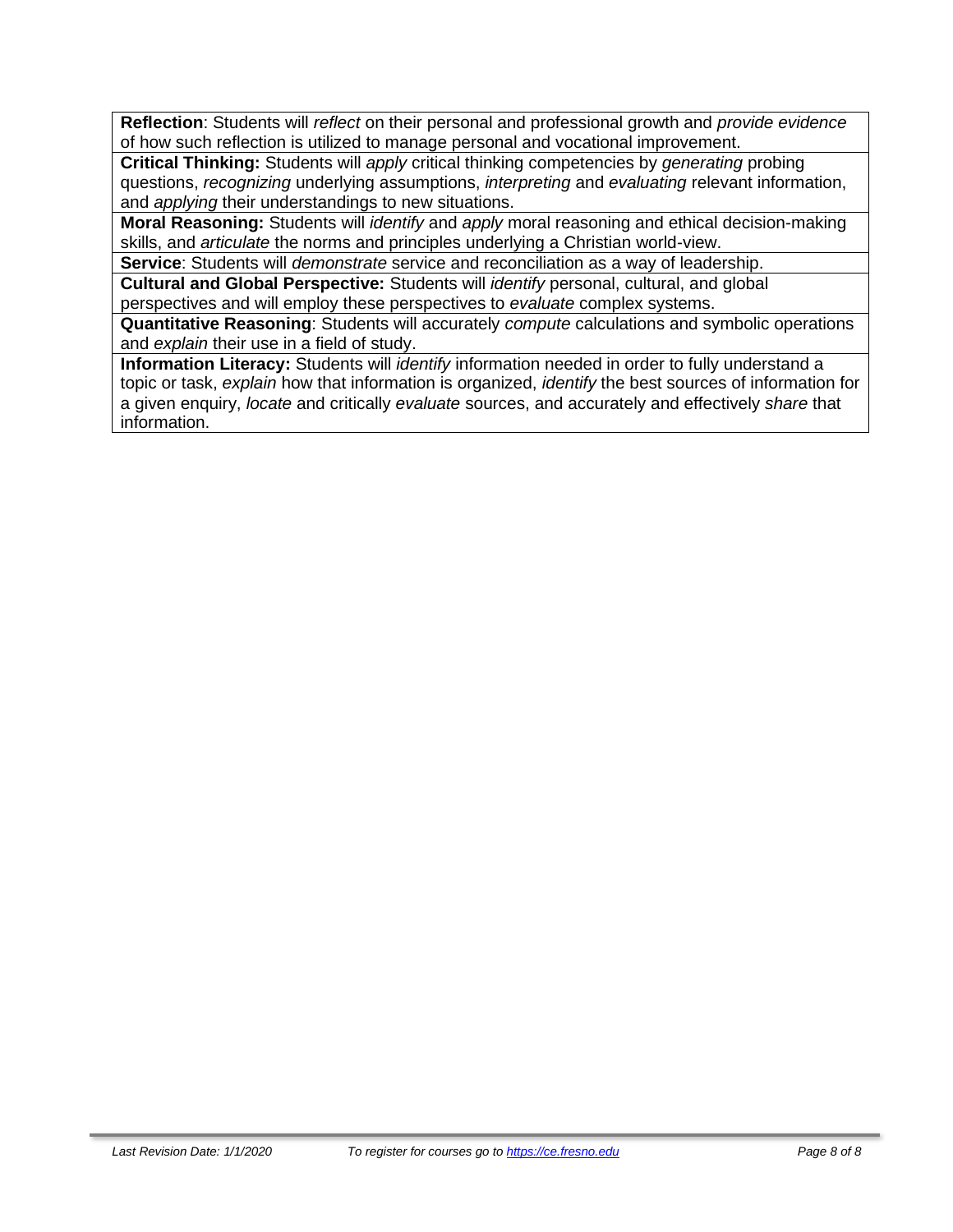| |
|---|
| **Reflection**: Students will *reflect* on their personal and professional growth and *provide evidence* of how such reflection is utilized to manage personal and vocational improvement. |
| **Critical Thinking:** Students will *apply* critical thinking competencies by *generating* probing questions, *recognizing* underlying assumptions, *interpreting* and *evaluating* relevant information, and *applying* their understandings to new situations. |
| **Moral Reasoning:** Students will *identify* and *apply* moral reasoning and ethical decision-making skills, and *articulate* the norms and principles underlying a Christian world-view. |
| **Service**: Students will *demonstrate* service and reconciliation as a way of leadership. |
| **Cultural and Global Perspective:** Students will *identify* personal, cultural, and global perspectives and will employ these perspectives to *evaluate* complex systems. |
| **Quantitative Reasoning**: Students will accurately *compute* calculations and symbolic operations and *explain* their use in a field of study. |
| **Information Literacy:** Students will *identify* information needed in order to fully understand a topic or task, *explain* how that information is organized, *identify* the best sources of information for a given enquiry, *locate* and critically *evaluate* sources, and accurately and effectively *share* that information. |